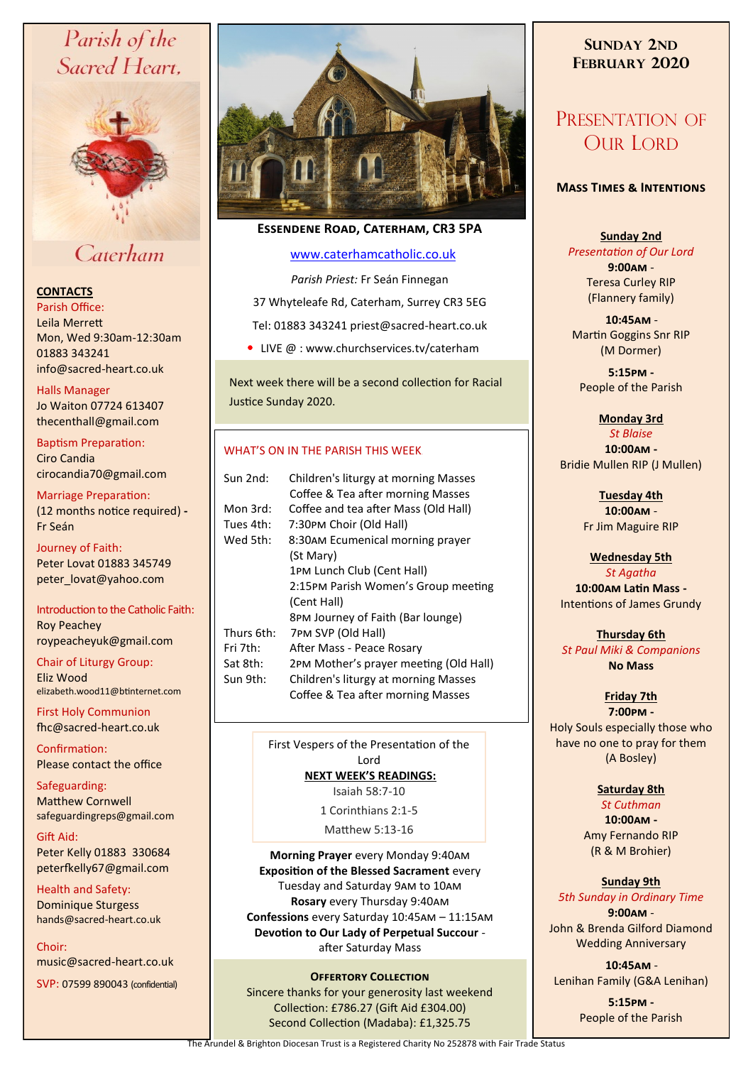# Parish of the Sacred Heart, Caterham

## CONTACTS

Parish Office:
Leila Merrett
Mon, Wed 9:30am-12:30am
01883 343241
info@sacred-heart.co.uk

Halls Manager
Jo Waiton 07724 613407
thecenthall@gmail.com

Baptism Preparation:
Ciro Candia
cirocandia70@gmail.com

Marriage Preparation:
(12 months notice required) - Fr Seán

Journey of Faith:
Peter Lovat 01883 345749
peter_lovat@yahoo.com

Introduction to the Catholic Faith:
Roy Peachey
roypeacheyuk@gmail.com

Chair of Liturgy Group:
Eliz Wood
elizabeth.wood11@btinternet.com

First Holy Communion
fhc@sacred-heart.co.uk

Confirmation:
Please contact the office

Safeguarding:
Matthew Cornwell
safeguardingreps@gmail.com

Gift Aid:
Peter Kelly 01883 330684
peterfkelly67@gmail.com

Health and Safety:
Dominique Sturgess
hands@sacred-heart.co.uk

Choir:
music@sacred-heart.co.uk

SVP: 07599 890043 (confidential)

**ESSENDENE ROAD, CATERHAM, CR3 5PA**

www.caterhamcatholic.co.uk

*Parish Priest:* Fr Seán Finnegan

37 Whyteleafe Rd, Caterham, Surrey CR3 5EG

Tel: 01883 343241 priest@sacred-heart.co.uk

- LIVE @ : www.churchservices.tv/caterham

Next week there will be a second collection for Racial Justice Sunday 2020.

## WHAT'S ON IN THE PARISH THIS WEEK

| | |
|---|---|
| Sun 2nd: | Children's liturgy at morning Masses<br>Coffee & Tea after morning Masses |
| Mon 3rd: | Coffee and tea after Mass (Old Hall) |
| Tues 4th: | 7:30PM Choir (Old Hall) |
| Wed 5th: | 8:30AM Ecumenical morning prayer (St Mary)<br>1PM Lunch Club (Cent Hall)<br>2:15PM Parish Women's Group meeting (Cent Hall)<br>8PM Journey of Faith (Bar lounge) |
| Thurs 6th: | 7PM SVP (Old Hall) |
| Fri 7th: | After Mass - Peace Rosary |
| Sat 8th: | 2PM Mother's prayer meeting (Old Hall) |
| Sun 9th: | Children's liturgy at morning Masses<br>Coffee & Tea after morning Masses |

First Vespers of the Presentation of the Lord

**NEXT WEEK'S READINGS:**

Isaiah 58:7-10

1 Corinthians 2:1-5

Matthew 5:13-16

**Morning Prayer** every Monday 9:40AM
**Exposition of the Blessed Sacrament** every Tuesday and Saturday 9AM to 10AM
**Rosary** every Thursday 9:40AM
**Confessions** every Saturday 10:45AM – 11:15AM
**Devotion to Our Lady of Perpetual Succour** - after Saturday Mass

**OFFERTORY COLLECTION**

Sincere thanks for your generosity last weekend
Collection: £786.27 (Gift Aid £304.00)
Second Collection (Madaba): £1,325.75

## SUNDAY 2ND FEBRUARY 2020

## PRESENTATION OF OUR LORD

### MASS TIMES & INTENTIONS

**Sunday 2nd**
*Presentation of Our Lord*
**9:00AM** - Teresa Curley RIP (Flannery family)
**10:45AM** - Martin Goggins Snr RIP (M Dormer)
**5:15PM** - People of the Parish

**Monday 3rd**
*St Blaise*
**10:00AM** - Bridie Mullen RIP (J Mullen)

**Tuesday 4th**
**10:00AM** - Fr Jim Maguire RIP

**Wednesday 5th**
*St Agatha*
**10:00AM Latin Mass** - Intentions of James Grundy

**Thursday 6th**
*St Paul Miki & Companions*
**No Mass**

**Friday 7th**
**7:00PM** - Holy Souls especially those who have no one to pray for them (A Bosley)

**Saturday 8th**
*St Cuthman*
**10:00AM** - Amy Fernando RIP (R & M Brohier)

**Sunday 9th**
*5th Sunday in Ordinary Time*
**9:00AM** - John & Brenda Gilford Diamond Wedding Anniversary
**10:45AM** - Lenihan Family (G&A Lenihan)
**5:15PM** - People of the Parish

The Arundel & Brighton Diocesan Trust is a Registered Charity No 252878 with Fair Trade Status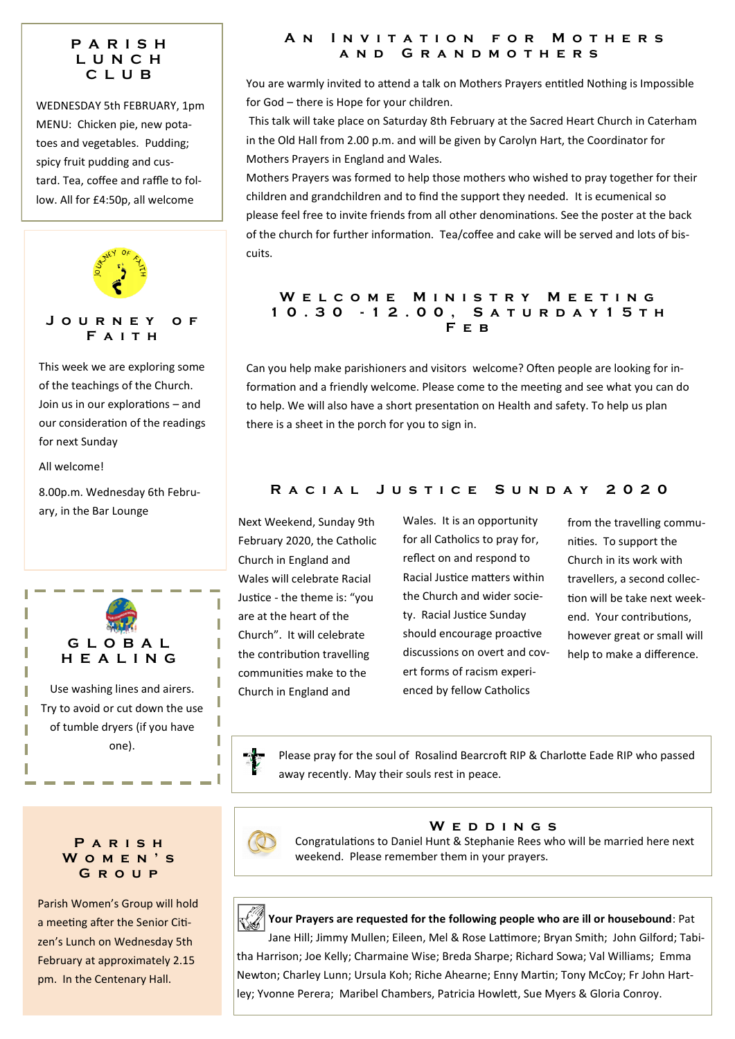## Parish Lunch Club

WEDNESDAY 5th FEBRUARY, 1pm MENU: Chicken pie, new potatoes and vegetables. Pudding; spicy fruit pudding and custard. Tea, coffee and raffle to follow. All for £4:50p, all welcome

## Journey of Faith

This week we are exploring some of the teachings of the Church. Join us in our explorations – and our consideration of the readings for next Sunday

All welcome!

8.00p.m. Wednesday 6th February, in the Bar Lounge

## Global Healing

Use washing lines and airers. Try to avoid or cut down the use of tumble dryers (if you have one).

## Parish Women's Group

Parish Women's Group will hold a meeting after the Senior Citizen's Lunch on Wednesday 5th February at approximately 2.15 pm. In the Centenary Hall.

## An Invitation for Mothers and Grandmothers

You are warmly invited to attend a talk on Mothers Prayers entitled Nothing is Impossible for God – there is Hope for your children.

This talk will take place on Saturday 8th February at the Sacred Heart Church in Caterham in the Old Hall from 2.00 p.m. and will be given by Carolyn Hart, the Coordinator for Mothers Prayers in England and Wales.

Mothers Prayers was formed to help those mothers who wished to pray together for their children and grandchildren and to find the support they needed. It is ecumenical so please feel free to invite friends from all other denominations. See the poster at the back of the church for further information. Tea/coffee and cake will be served and lots of biscuits.

## Welcome Ministry Meeting 10.30 -12.00, Saturday15th Feb

Can you help make parishioners and visitors welcome? Often people are looking for information and a friendly welcome. Please come to the meeting and see what you can do to help. We will also have a short presentation on Health and safety. To help us plan there is a sheet in the porch for you to sign in.

## Racial Justice Sunday 2020

Next Weekend, Sunday 9th February 2020, the Catholic Church in England and Wales will celebrate Racial Justice - the theme is: "you are at the heart of the Church". It will celebrate the contribution travelling communities make to the Church in England and Wales. It is an opportunity for all Catholics to pray for, reflect on and respond to Racial Justice matters within the Church and wider society. Racial Justice Sunday should encourage proactive discussions on overt and covert forms of racism experienced by fellow Catholics from the travelling communities. To support the Church in its work with travellers, a second collection will be take next weekend. Your contributions, however great or small will help to make a difference.

Please pray for the soul of Rosalind Bearcroft RIP & Charlotte Eade RIP who passed away recently. May their souls rest in peace.

## Weddings

Congratulations to Daniel Hunt & Stephanie Rees who will be married here next weekend. Please remember them in your prayers.

**Your Prayers are requested for the following people who are ill or housebound**: Pat Jane Hill; Jimmy Mullen; Eileen, Mel & Rose Lattimore; Bryan Smith; John Gilford; Tabitha Harrison; Joe Kelly; Charmaine Wise; Breda Sharpe; Richard Sowa; Val Williams; Emma Newton; Charley Lunn; Ursula Koh; Riche Ahearne; Enny Martin; Tony McCoy; Fr John Hartley; Yvonne Perera; Maribel Chambers, Patricia Howlett, Sue Myers & Gloria Conroy.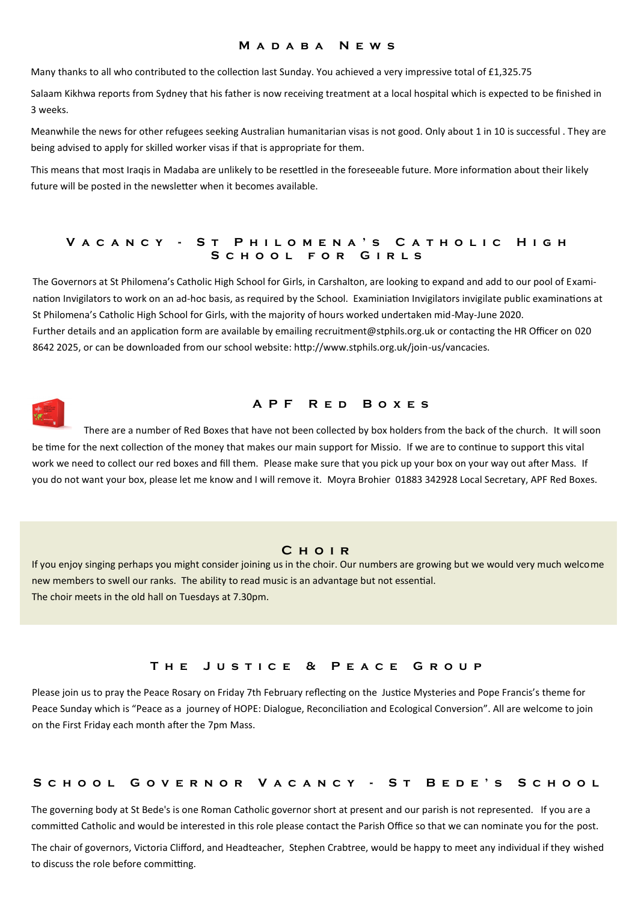## Madaba News

Many thanks to all who contributed to the collection last Sunday. You achieved a very impressive total of £1,325.75

Salaam Kikhwa reports from Sydney that his father is now receiving treatment at a local hospital which is expected to be finished in 3 weeks.

Meanwhile the news for other refugees seeking Australian humanitarian visas is not good. Only about 1 in 10 is successful . They are being advised to apply for skilled worker visas if that is appropriate for them.

This means that most Iraqis in Madaba are unlikely to be resettled in the foreseeable future. More information about their likely future will be posted in the newsletter when it becomes available.

## Vacancy - St Philomena's Catholic High School for Girls

The Governors at St Philomena's Catholic High School for Girls, in Carshalton, are looking to expand and add to our pool of Examination Invigilators to work on an ad-hoc basis, as required by the School. Examiniation Invigilators invigilate public examinations at St Philomena's Catholic High School for Girls, with the majority of hours worked undertaken mid-May-June 2020.
Further details and an application form are available by emailing recruitment@stphils.org.uk or contacting the HR Officer on 020 8642 2025, or can be downloaded from our school website: http://www.stphils.org.uk/join-us/vancacies.

## APF Red Boxes

There are a number of Red Boxes that have not been collected by box holders from the back of the church. It will soon be time for the next collection of the money that makes our main support for Missio. If we are to continue to support this vital work we need to collect our red boxes and fill them. Please make sure that you pick up your box on your way out after Mass. If you do not want your box, please let me know and I will remove it. Moyra Brohier 01883 342928 Local Secretary, APF Red Boxes.

## Choir

If you enjoy singing perhaps you might consider joining us in the choir. Our numbers are growing but we would very much welcome new members to swell our ranks. The ability to read music is an advantage but not essential.
The choir meets in the old hall on Tuesdays at 7.30pm.

## The Justice & Peace Group

Please join us to pray the Peace Rosary on Friday 7th February reflecting on the Justice Mysteries and Pope Francis's theme for Peace Sunday which is "Peace as a journey of HOPE: Dialogue, Reconciliation and Ecological Conversion". All are welcome to join on the First Friday each month after the 7pm Mass.

## School Governor Vacancy - St Bede's School

The governing body at St Bede's is one Roman Catholic governor short at present and our parish is not represented. If you are a committed Catholic and would be interested in this role please contact the Parish Office so that we can nominate you for the post.

The chair of governors, Victoria Clifford, and Headteacher, Stephen Crabtree, would be happy to meet any individual if they wished to discuss the role before committing.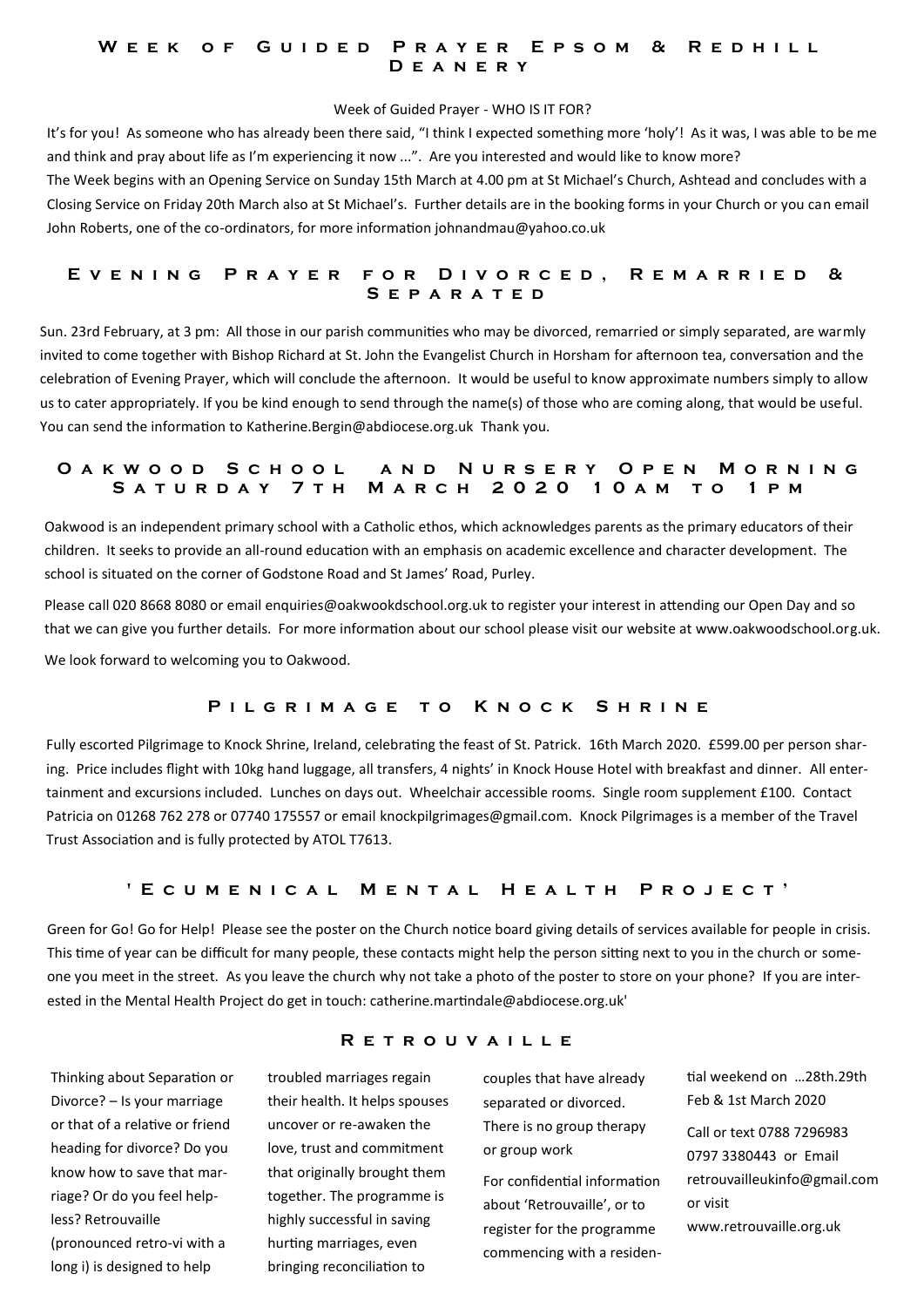## Week of Guided Prayer Epsom & Redhill Deanery

Week of Guided Prayer - WHO IS IT FOR?

It's for you! As someone who has already been there said, "I think I expected something more 'holy'! As it was, I was able to be me and think and pray about life as I'm experiencing it now ...". Are you interested and would like to know more?
The Week begins with an Opening Service on Sunday 15th March at 4.00 pm at St Michael's Church, Ashtead and concludes with a Closing Service on Friday 20th March also at St Michael's. Further details are in the booking forms in your Church or you can email John Roberts, one of the co-ordinators, for more information johnandmau@yahoo.co.uk

## Evening Prayer for Divorced, Remarried & Separated

Sun. 23rd February, at 3 pm: All those in our parish communities who may be divorced, remarried or simply separated, are warmly invited to come together with Bishop Richard at St. John the Evangelist Church in Horsham for afternoon tea, conversation and the celebration of Evening Prayer, which will conclude the afternoon. It would be useful to know approximate numbers simply to allow us to cater appropriately. If you be kind enough to send through the name(s) of those who are coming along, that would be useful. You can send the information to Katherine.Bergin@abdiocese.org.uk Thank you.

## Oakwood School and Nursery Open Morning Saturday 7th March 2020 10am to 1pm

Oakwood is an independent primary school with a Catholic ethos, which acknowledges parents as the primary educators of their children. It seeks to provide an all-round education with an emphasis on academic excellence and character development. The school is situated on the corner of Godstone Road and St James' Road, Purley.

Please call 020 8668 8080 or email enquiries@oakwookdschool.org.uk to register your interest in attending our Open Day and so that we can give you further details. For more information about our school please visit our website at www.oakwoodschool.org.uk.

We look forward to welcoming you to Oakwood.

## Pilgrimage to Knock Shrine

Fully escorted Pilgrimage to Knock Shrine, Ireland, celebrating the feast of St. Patrick. 16th March 2020. £599.00 per person sharing. Price includes flight with 10kg hand luggage, all transfers, 4 nights' in Knock House Hotel with breakfast and dinner. All entertainment and excursions included. Lunches on days out. Wheelchair accessible rooms. Single room supplement £100. Contact Patricia on 01268 762 278 or 07740 175557 or email knockpilgrimages@gmail.com. Knock Pilgrimages is a member of the Travel Trust Association and is fully protected by ATOL T7613.

## 'Ecumenical Mental Health Project'

Green for Go! Go for Help! Please see the poster on the Church notice board giving details of services available for people in crisis. This time of year can be difficult for many people, these contacts might help the person sitting next to you in the church or someone you meet in the street. As you leave the church why not take a photo of the poster to store on your phone? If you are interested in the Mental Health Project do get in touch: catherine.martindale@abdiocese.org.uk'

## Retrouvaille

Thinking about Separation or Divorce? – Is your marriage or that of a relative or friend heading for divorce? Do you know how to save that marriage? Or do you feel helpless? Retrouvaille (pronounced retro-vi with a long i) is designed to help troubled marriages regain their health. It helps spouses uncover or re-awaken the love, trust and commitment that originally brought them together. The programme is highly successful in saving hurting marriages, even bringing reconciliation to couples that have already separated or divorced. There is no group therapy or group work

For confidential information about 'Retrouvaille', or to register for the programme commencing with a residential weekend on …28th.29th Feb & 1st March 2020

Call or text 0788 7296983 0797 3380443 or Email retrouvailleukinfo@gmail.com or visit www.retrouvaille.org.uk